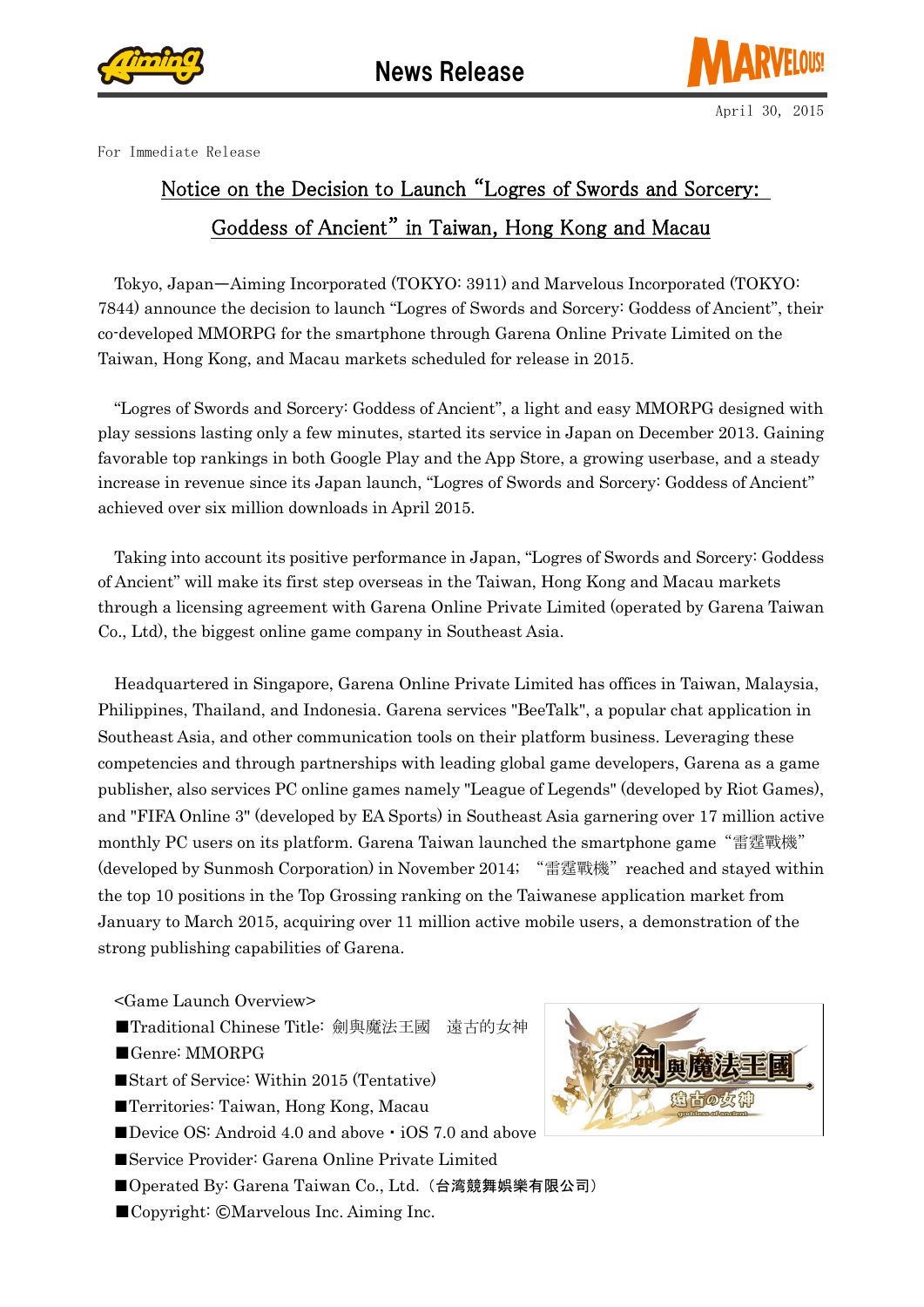News Release

April 30, 2015

For Immediate Release

# Notice on the Decision to Launch "Logres of Swords and Sorcery: Goddess of Ancient" in Taiwan, Hong Kong and Macau

Tokyo, Japan—Aiming Incorporated (TOKYO: 3911) and Marvelous Incorporated (TOKYO: 7844) announce the decision to launch "Logres of Swords and Sorcery: Goddess of Ancient", their co-developed MMORPG for the smartphone through Garena Online Private Limited on the Taiwan, Hong Kong, and Macau markets scheduled for release in 2015.

"Logres of Swords and Sorcery: Goddess of Ancient", a light and easy MMORPG designed with play sessions lasting only a few minutes, started its service in Japan on December 2013. Gaining favorable top rankings in both Google Play and the App Store, a growing userbase, and a steady increase in revenue since its Japan launch, "Logres of Swords and Sorcery: Goddess of Ancient" achieved over six million downloads in April 2015.

Taking into account its positive performance in Japan, "Logres of Swords and Sorcery: Goddess of Ancient" will make its first step overseas in the Taiwan, Hong Kong and Macau markets through a licensing agreement with Garena Online Private Limited (operated by Garena Taiwan Co., Ltd), the biggest online game company in Southeast Asia.

Headquartered in Singapore, Garena Online Private Limited has offices in Taiwan, Malaysia, Philippines, Thailand, and Indonesia. Garena services "BeeTalk", a popular chat application in Southeast Asia, and other communication tools on their platform business. Leveraging these competencies and through partnerships with leading global game developers, Garena as a game publisher, also services PC online games namely "League of Legends" (developed by Riot Games), and "FIFA Online 3" (developed by EA Sports) in Southeast Asia garnering over 17 million active monthly PC users on its platform. Garena Taiwan launched the smartphone game "雷霆戰機" (developed by Sunmosh Corporation) in November 2014; "雷霆戰機" reached and stayed within the top 10 positions in the Top Grossing ranking on the Taiwanese application market from January to March 2015, acquiring over 11 million active mobile users, a demonstration of the strong publishing capabilities of Garena.

<Game Launch Overview>

■Traditional Chinese Title: 劍與魔法王國　遠古的女神
■Genre: MMORPG
■Start of Service: Within 2015 (Tentative)
■Territories: Taiwan, Hong Kong, Macau
■Device OS: Android 4.0 and above・iOS 7.0 and above
■Service Provider: Garena Online Private Limited
■Operated By: Garena Taiwan Co., Ltd.（台湾競舞娛樂有限公司）
■Copyright: ©Marvelous Inc. Aiming Inc.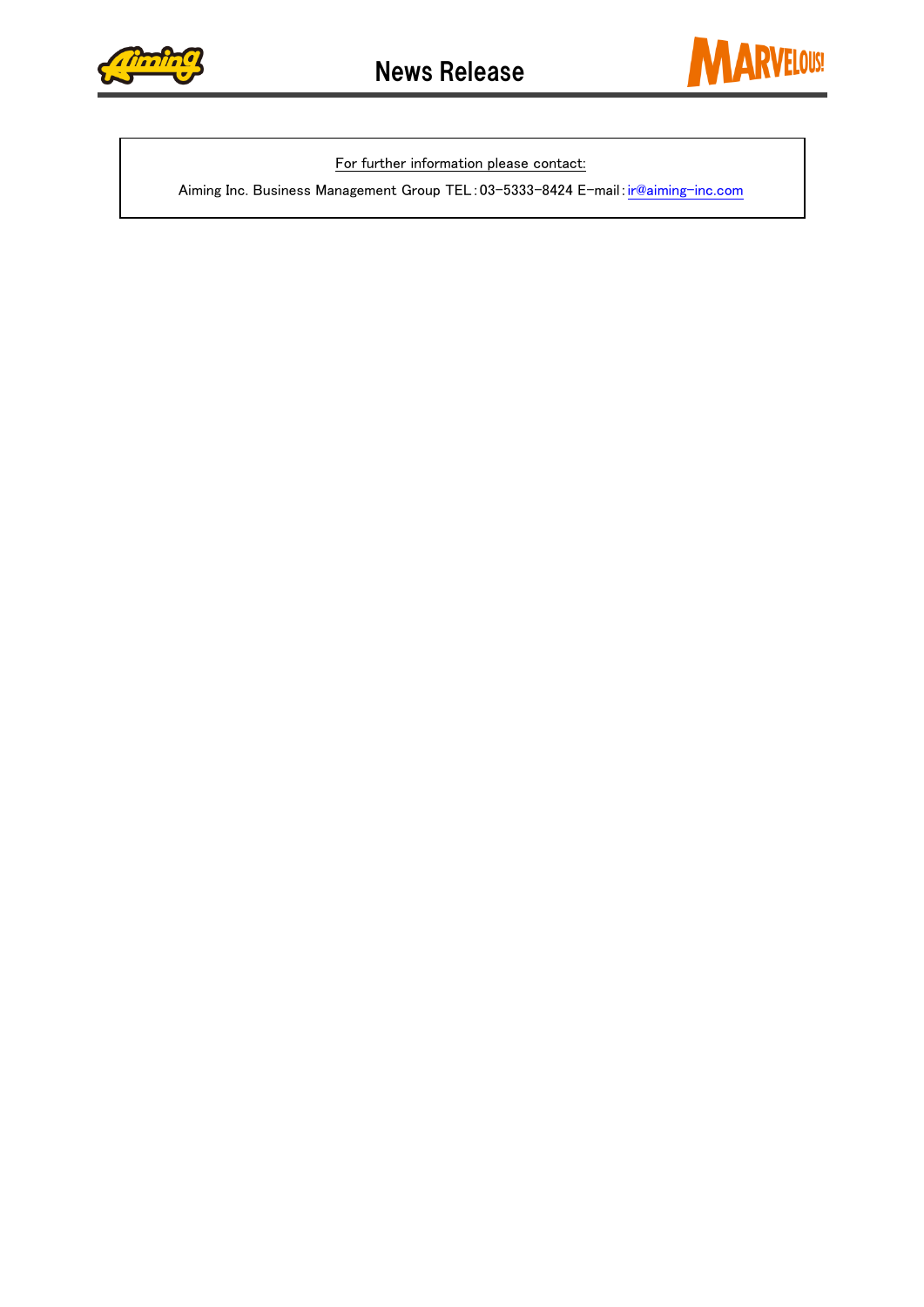For further information please contact:

Aiming Inc. Business Management Group TEL：03-5333-8424 E-mail：ir@aiming-inc.com